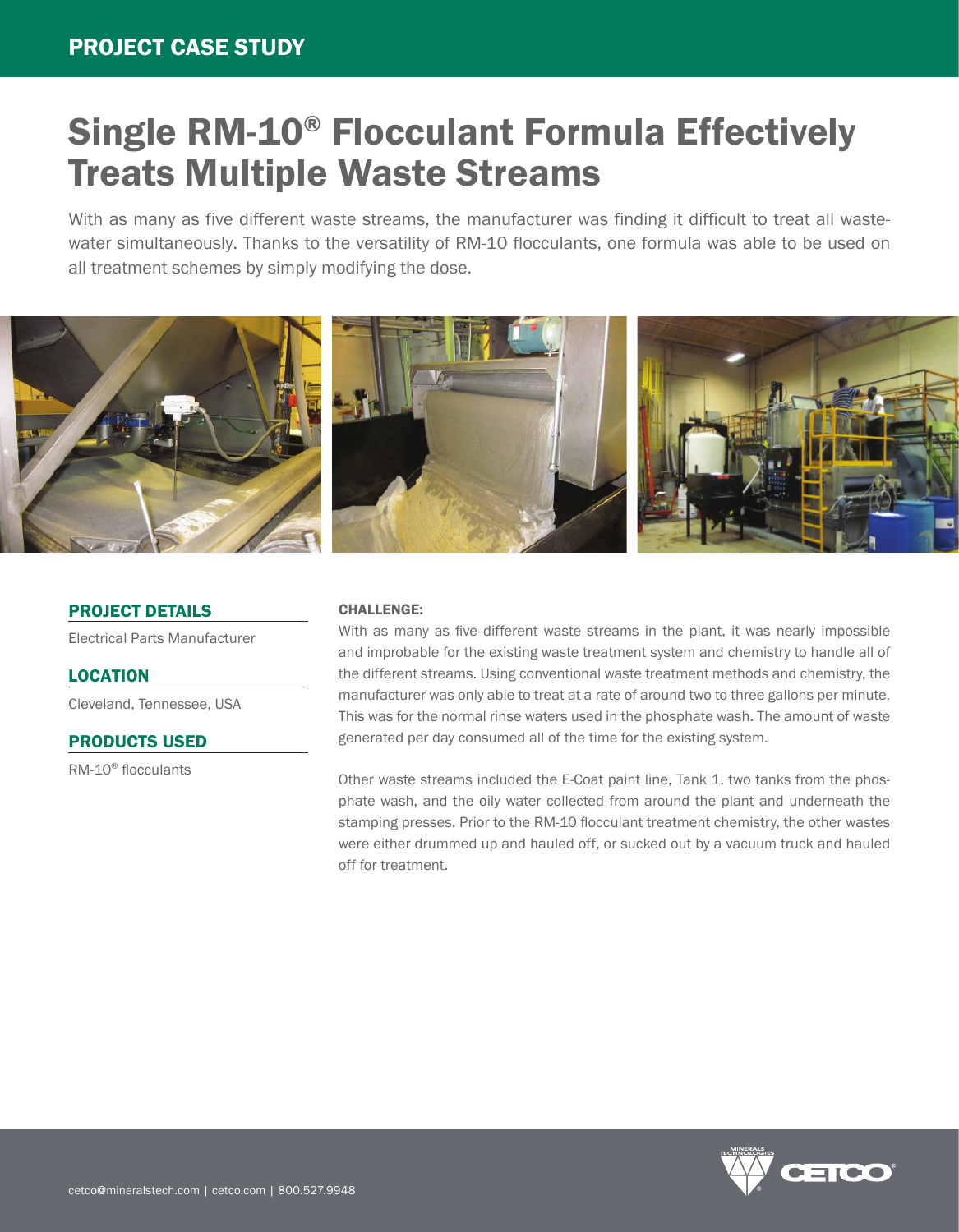PROJECT CASE STUDY

# Single RM-10® Flocculant Formula Effectively Treats Multiple Waste Streams

With as many as five different waste streams, the manufacturer was finding it difficult to treat all wastewater simultaneously. Thanks to the versatility of RM-10 flocculants, one formula was able to be used on all treatment schemes by simply modifying the dose.

## PROJECT DETAILS

Electrical Parts Manufacturer

## LOCATION

Cleveland, Tennessee, USA

## PRODUCTS USED

RM-10® flocculants

## CHALLENGE:

With as many as five different waste streams in the plant, it was nearly impossible and improbable for the existing waste treatment system and chemistry to handle all of the different streams. Using conventional waste treatment methods and chemistry, the manufacturer was only able to treat at a rate of around two to three gallons per minute. This was for the normal rinse waters used in the phosphate wash. The amount of waste generated per day consumed all of the time for the existing system.

Other waste streams included the E-Coat paint line, Tank 1, two tanks from the phosphate wash, and the oily water collected from around the plant and underneath the stamping presses. Prior to the RM-10 flocculant treatment chemistry, the other wastes were either drummed up and hauled off, or sucked out by a vacuum truck and hauled off for treatment.

cetco@mineralstech.com | cetco.com | 800.527.9948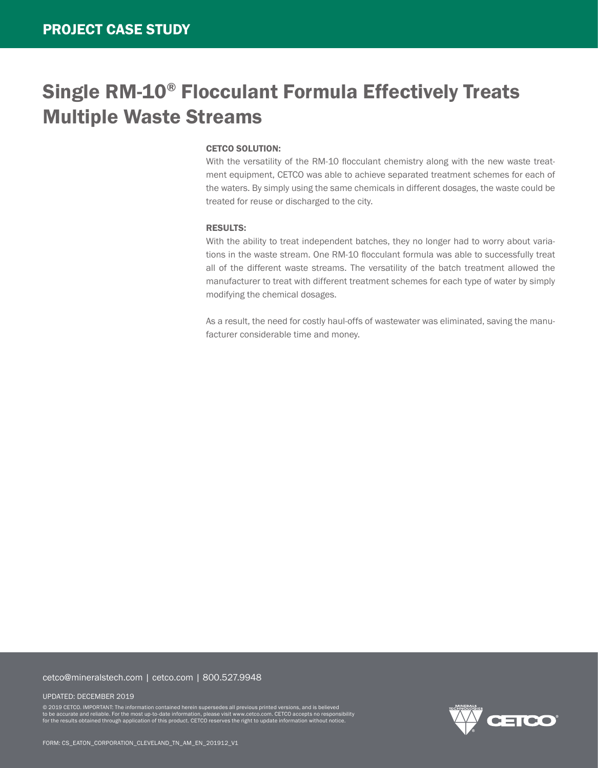# Single RM-10® Flocculant Formula Effectively Treats Multiple Waste Streams

**CETCO SOLUTION:**

With the versatility of the RM-10 flocculant chemistry along with the new waste treatment equipment, CETCO was able to achieve separated treatment schemes for each of the waters. By simply using the same chemicals in different dosages, the waste could be treated for reuse or discharged to the city.

**RESULTS:**

With the ability to treat independent batches, they no longer had to worry about variations in the waste stream. One RM-10 flocculant formula was able to successfully treat all of the different waste streams. The versatility of the batch treatment allowed the manufacturer to treat with different treatment schemes for each type of water by simply modifying the chemical dosages.

As a result, the need for costly haul-offs of wastewater was eliminated, saving the manufacturer considerable time and money.

cetco@mineralstech.com | cetco.com | 800.527.9948

UPDATED: DECEMBER 2019

© 2019 CETCO. IMPORTANT: The information contained herein supersedes all previous printed versions, and is believed to be accurate and reliable. For the most up-to-date information, please visit www.cetco.com. CETCO accepts no responsibility for the results obtained through application of this product. CETCO reserves the right to update information without notice.

FORM: CS_EATON_CORPORATION_CLEVELAND_TN_AM_EN_201912_V1